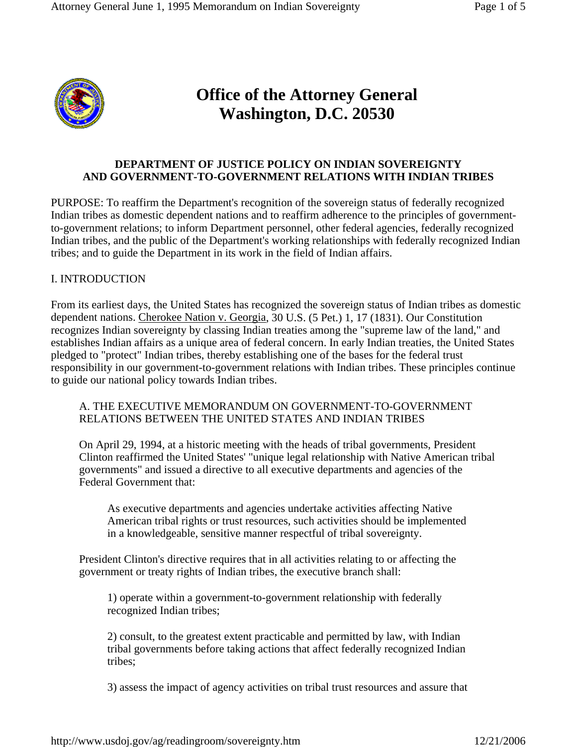# Office of the Attorney General
# Washington, D.C. 20530

## DEPARTMENT OF JUSTICE POLICY ON INDIAN SOVEREIGNTY AND GOVERNMENT-TO-GOVERNMENT RELATIONS WITH INDIAN TRIBES

PURPOSE: To reaffirm the Department's recognition of the sovereign status of federally recognized Indian tribes as domestic dependent nations and to reaffirm adherence to the principles of government-to-government relations; to inform Department personnel, other federal agencies, federally recognized Indian tribes, and the public of the Department's working relationships with federally recognized Indian tribes; and to guide the Department in its work in the field of Indian affairs.

## I. INTRODUCTION

From its earliest days, the United States has recognized the sovereign status of Indian tribes as domestic dependent nations. Cherokee Nation v. Georgia, 30 U.S. (5 Pet.) 1, 17 (1831). Our Constitution recognizes Indian sovereignty by classing Indian treaties among the "supreme law of the land," and establishes Indian affairs as a unique area of federal concern. In early Indian treaties, the United States pledged to "protect" Indian tribes, thereby establishing one of the bases for the federal trust responsibility in our government-to-government relations with Indian tribes. These principles continue to guide our national policy towards Indian tribes.

### A. THE EXECUTIVE MEMORANDUM ON GOVERNMENT-TO-GOVERNMENT RELATIONS BETWEEN THE UNITED STATES AND INDIAN TRIBES

On April 29, 1994, at a historic meeting with the heads of tribal governments, President Clinton reaffirmed the United States' "unique legal relationship with Native American tribal governments" and issued a directive to all executive departments and agencies of the Federal Government that:

> As executive departments and agencies undertake activities affecting Native American tribal rights or trust resources, such activities should be implemented in a knowledgeable, sensitive manner respectful of tribal sovereignty.

President Clinton's directive requires that in all activities relating to or affecting the government or treaty rights of Indian tribes, the executive branch shall:

1) operate within a government-to-government relationship with federally recognized Indian tribes;

2) consult, to the greatest extent practicable and permitted by law, with Indian tribal governments before taking actions that affect federally recognized Indian tribes;

3) assess the impact of agency activities on tribal trust resources and assure that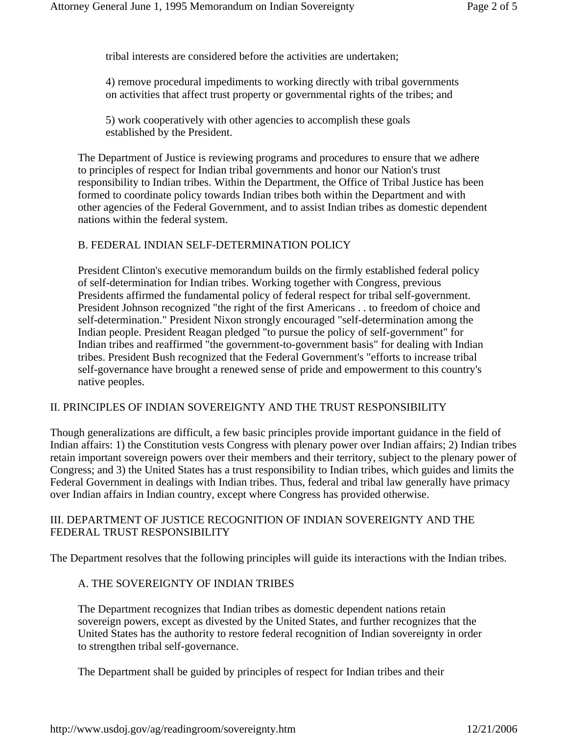tribal interests are considered before the activities are undertaken;

4) remove procedural impediments to working directly with tribal governments on activities that affect trust property or governmental rights of the tribes; and

5) work cooperatively with other agencies to accomplish these goals established by the President.

The Department of Justice is reviewing programs and procedures to ensure that we adhere to principles of respect for Indian tribal governments and honor our Nation's trust responsibility to Indian tribes. Within the Department, the Office of Tribal Justice has been formed to coordinate policy towards Indian tribes both within the Department and with other agencies of the Federal Government, and to assist Indian tribes as domestic dependent nations within the federal system.

### B. FEDERAL INDIAN SELF-DETERMINATION POLICY

President Clinton's executive memorandum builds on the firmly established federal policy of self-determination for Indian tribes. Working together with Congress, previous Presidents affirmed the fundamental policy of federal respect for tribal self-government. President Johnson recognized "the right of the first Americans . . to freedom of choice and self-determination." President Nixon strongly encouraged "self-determination among the Indian people. President Reagan pledged "to pursue the policy of self-government" for Indian tribes and reaffirmed "the government-to-government basis" for dealing with Indian tribes. President Bush recognized that the Federal Government's "efforts to increase tribal self-governance have brought a renewed sense of pride and empowerment to this country's native peoples.

## II. PRINCIPLES OF INDIAN SOVEREIGNTY AND THE TRUST RESPONSIBILITY

Though generalizations are difficult, a few basic principles provide important guidance in the field of Indian affairs: 1) the Constitution vests Congress with plenary power over Indian affairs; 2) Indian tribes retain important sovereign powers over their members and their territory, subject to the plenary power of Congress; and 3) the United States has a trust responsibility to Indian tribes, which guides and limits the Federal Government in dealings with Indian tribes. Thus, federal and tribal law generally have primacy over Indian affairs in Indian country, except where Congress has provided otherwise.

## III. DEPARTMENT OF JUSTICE RECOGNITION OF INDIAN SOVEREIGNTY AND THE FEDERAL TRUST RESPONSIBILITY

The Department resolves that the following principles will guide its interactions with the Indian tribes.

### A. THE SOVEREIGNTY OF INDIAN TRIBES

The Department recognizes that Indian tribes as domestic dependent nations retain sovereign powers, except as divested by the United States, and further recognizes that the United States has the authority to restore federal recognition of Indian sovereignty in order to strengthen tribal self-governance.

The Department shall be guided by principles of respect for Indian tribes and their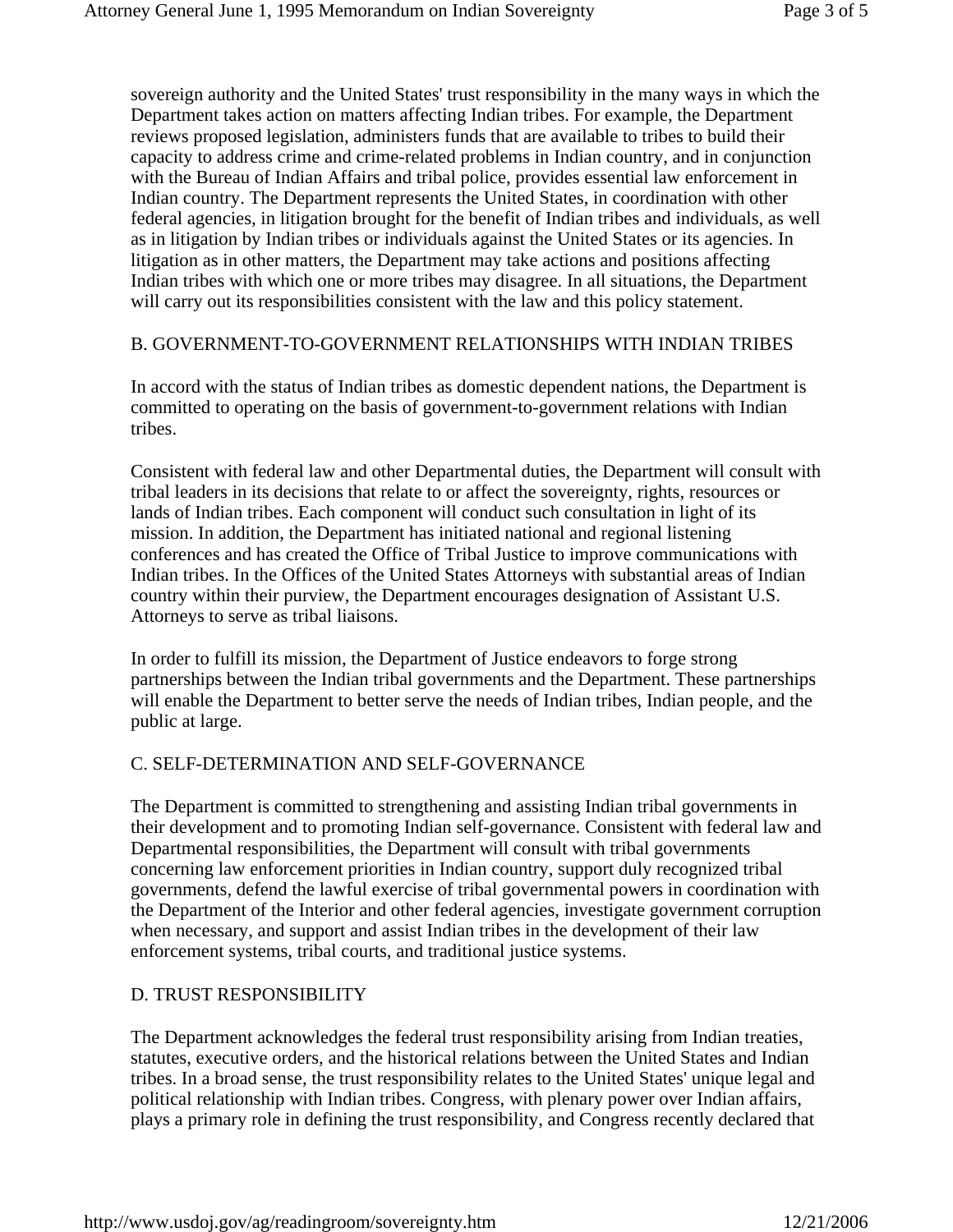sovereign authority and the United States' trust responsibility in the many ways in which the Department takes action on matters affecting Indian tribes. For example, the Department reviews proposed legislation, administers funds that are available to tribes to build their capacity to address crime and crime-related problems in Indian country, and in conjunction with the Bureau of Indian Affairs and tribal police, provides essential law enforcement in Indian country. The Department represents the United States, in coordination with other federal agencies, in litigation brought for the benefit of Indian tribes and individuals, as well as in litigation by Indian tribes or individuals against the United States or its agencies. In litigation as in other matters, the Department may take actions and positions affecting Indian tribes with which one or more tribes may disagree. In all situations, the Department will carry out its responsibilities consistent with the law and this policy statement.

## B. GOVERNMENT-TO-GOVERNMENT RELATIONSHIPS WITH INDIAN TRIBES

In accord with the status of Indian tribes as domestic dependent nations, the Department is committed to operating on the basis of government-to-government relations with Indian tribes.

Consistent with federal law and other Departmental duties, the Department will consult with tribal leaders in its decisions that relate to or affect the sovereignty, rights, resources or lands of Indian tribes. Each component will conduct such consultation in light of its mission. In addition, the Department has initiated national and regional listening conferences and has created the Office of Tribal Justice to improve communications with Indian tribes. In the Offices of the United States Attorneys with substantial areas of Indian country within their purview, the Department encourages designation of Assistant U.S. Attorneys to serve as tribal liaisons.

In order to fulfill its mission, the Department of Justice endeavors to forge strong partnerships between the Indian tribal governments and the Department. These partnerships will enable the Department to better serve the needs of Indian tribes, Indian people, and the public at large.

## C. SELF-DETERMINATION AND SELF-GOVERNANCE

The Department is committed to strengthening and assisting Indian tribal governments in their development and to promoting Indian self-governance. Consistent with federal law and Departmental responsibilities, the Department will consult with tribal governments concerning law enforcement priorities in Indian country, support duly recognized tribal governments, defend the lawful exercise of tribal governmental powers in coordination with the Department of the Interior and other federal agencies, investigate government corruption when necessary, and support and assist Indian tribes in the development of their law enforcement systems, tribal courts, and traditional justice systems.

## D. TRUST RESPONSIBILITY

The Department acknowledges the federal trust responsibility arising from Indian treaties, statutes, executive orders, and the historical relations between the United States and Indian tribes. In a broad sense, the trust responsibility relates to the United States' unique legal and political relationship with Indian tribes. Congress, with plenary power over Indian affairs, plays a primary role in defining the trust responsibility, and Congress recently declared that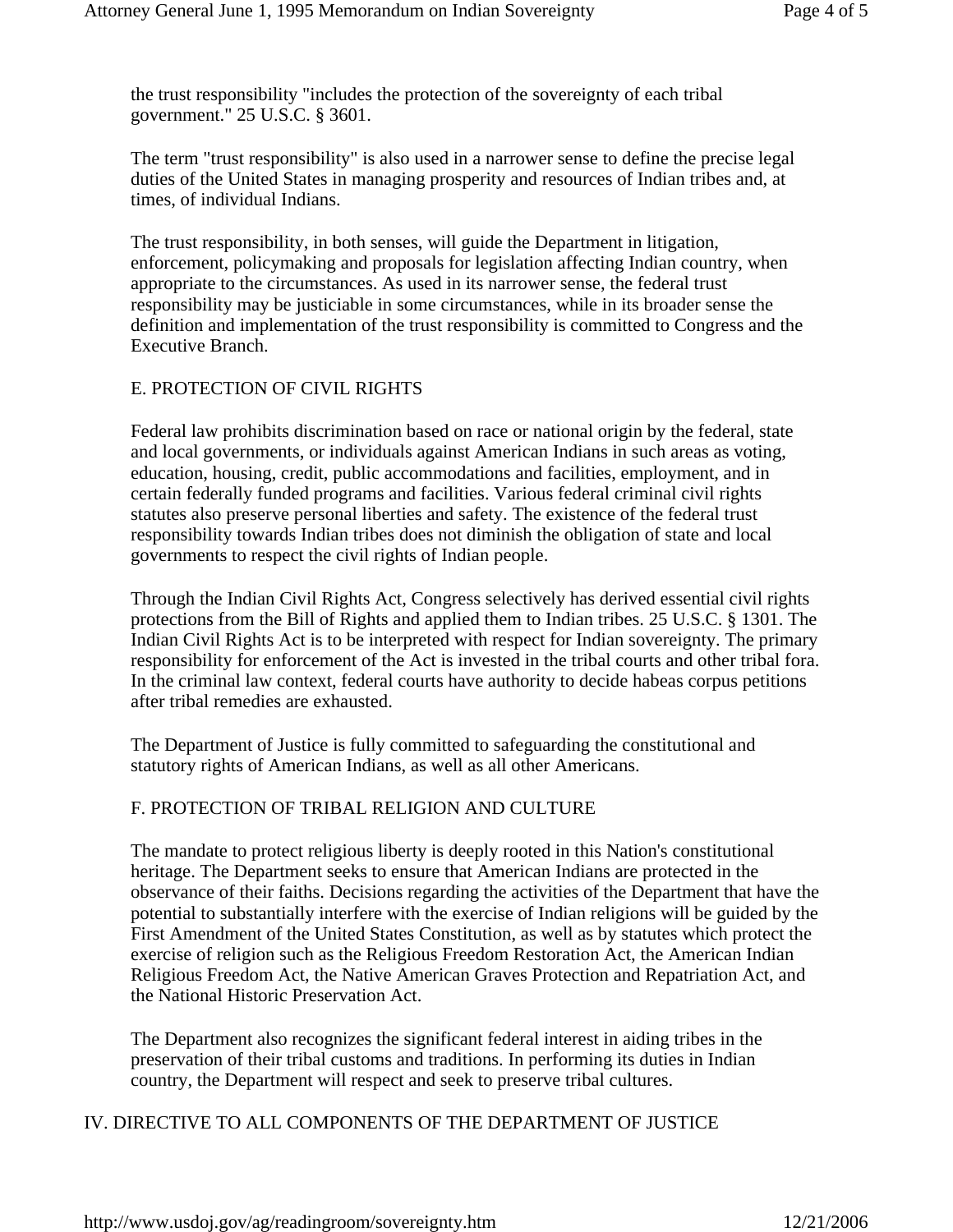the trust responsibility "includes the protection of the sovereignty of each tribal government." 25 U.S.C. § 3601.

The term "trust responsibility" is also used in a narrower sense to define the precise legal duties of the United States in managing prosperity and resources of Indian tribes and, at times, of individual Indians.

The trust responsibility, in both senses, will guide the Department in litigation, enforcement, policymaking and proposals for legislation affecting Indian country, when appropriate to the circumstances. As used in its narrower sense, the federal trust responsibility may be justiciable in some circumstances, while in its broader sense the definition and implementation of the trust responsibility is committed to Congress and the Executive Branch.

### E. PROTECTION OF CIVIL RIGHTS

Federal law prohibits discrimination based on race or national origin by the federal, state and local governments, or individuals against American Indians in such areas as voting, education, housing, credit, public accommodations and facilities, employment, and in certain federally funded programs and facilities. Various federal criminal civil rights statutes also preserve personal liberties and safety. The existence of the federal trust responsibility towards Indian tribes does not diminish the obligation of state and local governments to respect the civil rights of Indian people.

Through the Indian Civil Rights Act, Congress selectively has derived essential civil rights protections from the Bill of Rights and applied them to Indian tribes. 25 U.S.C. § 1301. The Indian Civil Rights Act is to be interpreted with respect for Indian sovereignty. The primary responsibility for enforcement of the Act is invested in the tribal courts and other tribal fora. In the criminal law context, federal courts have authority to decide habeas corpus petitions after tribal remedies are exhausted.

The Department of Justice is fully committed to safeguarding the constitutional and statutory rights of American Indians, as well as all other Americans.

### F. PROTECTION OF TRIBAL RELIGION AND CULTURE

The mandate to protect religious liberty is deeply rooted in this Nation's constitutional heritage. The Department seeks to ensure that American Indians are protected in the observance of their faiths. Decisions regarding the activities of the Department that have the potential to substantially interfere with the exercise of Indian religions will be guided by the First Amendment of the United States Constitution, as well as by statutes which protect the exercise of religion such as the Religious Freedom Restoration Act, the American Indian Religious Freedom Act, the Native American Graves Protection and Repatriation Act, and the National Historic Preservation Act.

The Department also recognizes the significant federal interest in aiding tribes in the preservation of their tribal customs and traditions. In performing its duties in Indian country, the Department will respect and seek to preserve tribal cultures.

## IV. DIRECTIVE TO ALL COMPONENTS OF THE DEPARTMENT OF JUSTICE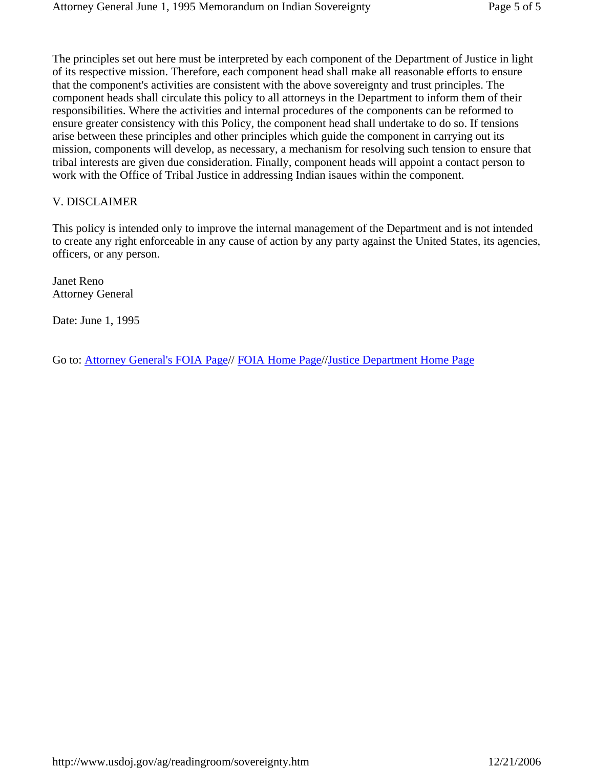The principles set out here must be interpreted by each component of the Department of Justice in light of its respective mission. Therefore, each component head shall make all reasonable efforts to ensure that the component's activities are consistent with the above sovereignty and trust principles. The component heads shall circulate this policy to all attorneys in the Department to inform them of their responsibilities. Where the activities and internal procedures of the components can be reformed to ensure greater consistency with this Policy, the component head shall undertake to do so. If tensions arise between these principles and other principles which guide the component in carrying out its mission, components will develop, as necessary, a mechanism for resolving such tension to ensure that tribal interests are given due consideration. Finally, component heads will appoint a contact person to work with the Office of Tribal Justice in addressing Indian isaues within the component.

## V. DISCLAIMER

This policy is intended only to improve the internal management of the Department and is not intended to create any right enforceable in any cause of action by any party against the United States, its agencies, officers, or any person.

Janet Reno
Attorney General

Date: June 1, 1995

Go to: Attorney General's FOIA Page// FOIA Home Page//Justice Department Home Page